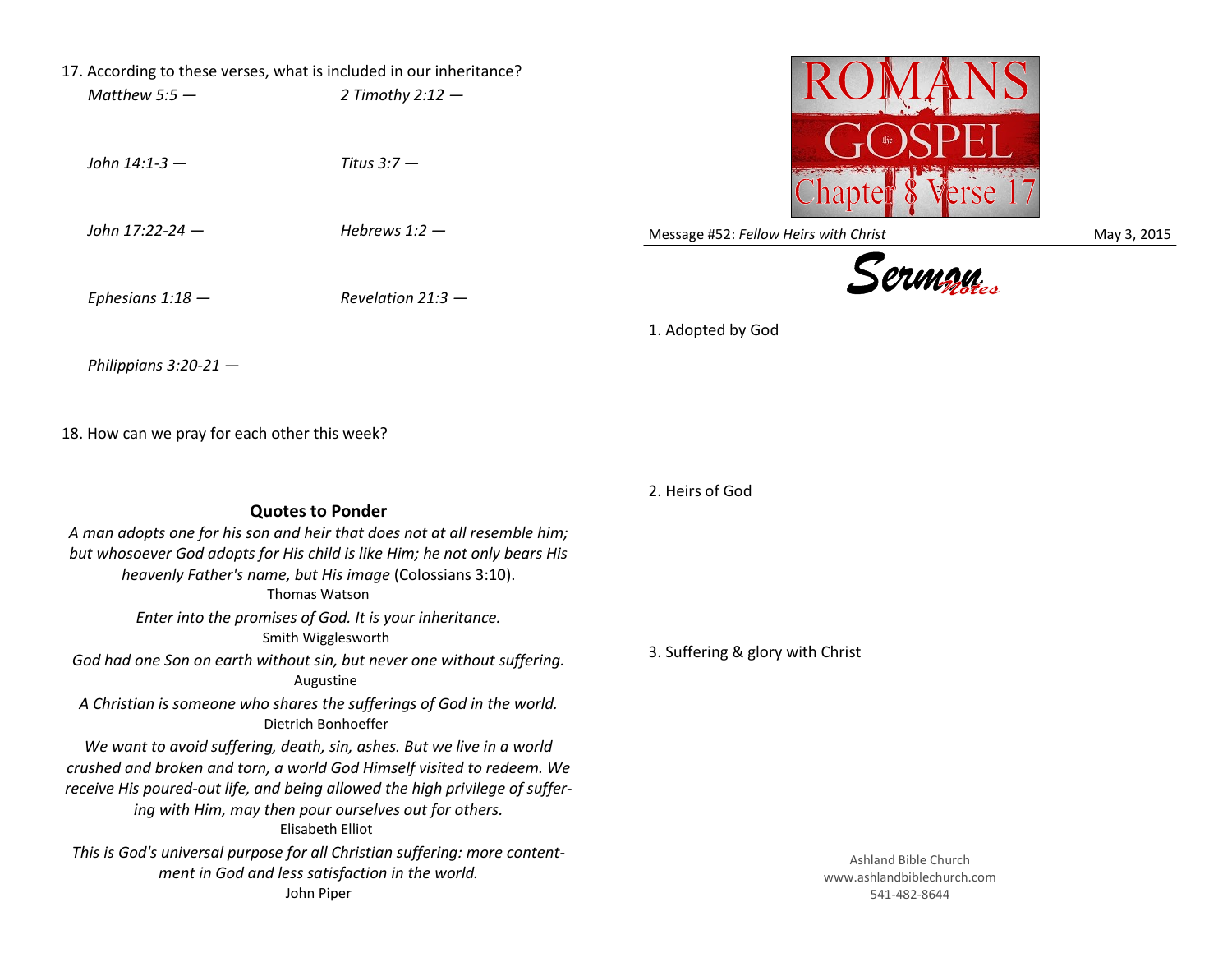17. According to these verses, what is included in our inheritance?

*Matthew 5:5 —*

*2 Timothy 2:12 —*

*John 14:1-3 —*

*Titus 3:7 —*

*John 17:22-24 —*

*Hebrews 1:2 —*

*Ephesians 1:18 —*

*Revelation 21:3 —*

*Philippians 3:20-21 —*

18. How can we pray for each other this week?

## Quotes to Ponder

*A man adopts one for his son and heir that does not at all resemble him; but whosoever God adopts for His child is like Him; he not only bears His heavenly Father's name, but His image* (Colossians 3:10).
Thomas Watson

*Enter into the promises of God. It is your inheritance.*
Smith Wigglesworth

*God had one Son on earth without sin, but never one without suffering.*
Augustine

*A Christian is someone who shares the sufferings of God in the world.*
Dietrich Bonhoeffer

*We want to avoid suffering, death, sin, ashes. But we live in a world crushed and broken and torn, a world God Himself visited to redeem. We receive His poured-out life, and being allowed the high privilege of suffering with Him, may then pour ourselves out for others.*
Elisabeth Elliot

*This is God's universal purpose for all Christian suffering: more contentment in God and less satisfaction in the world.*
John Piper

# ROMANS the GOSPEL Chapter 8 Verse 17

Message #52: *Fellow Heirs with Christ* May 3, 2015

## Sermon Notes

1. Adopted by God

2. Heirs of God

3. Suffering & glory with Christ

Ashland Bible Church
www.ashlandbiblechurch.com
541-482-8644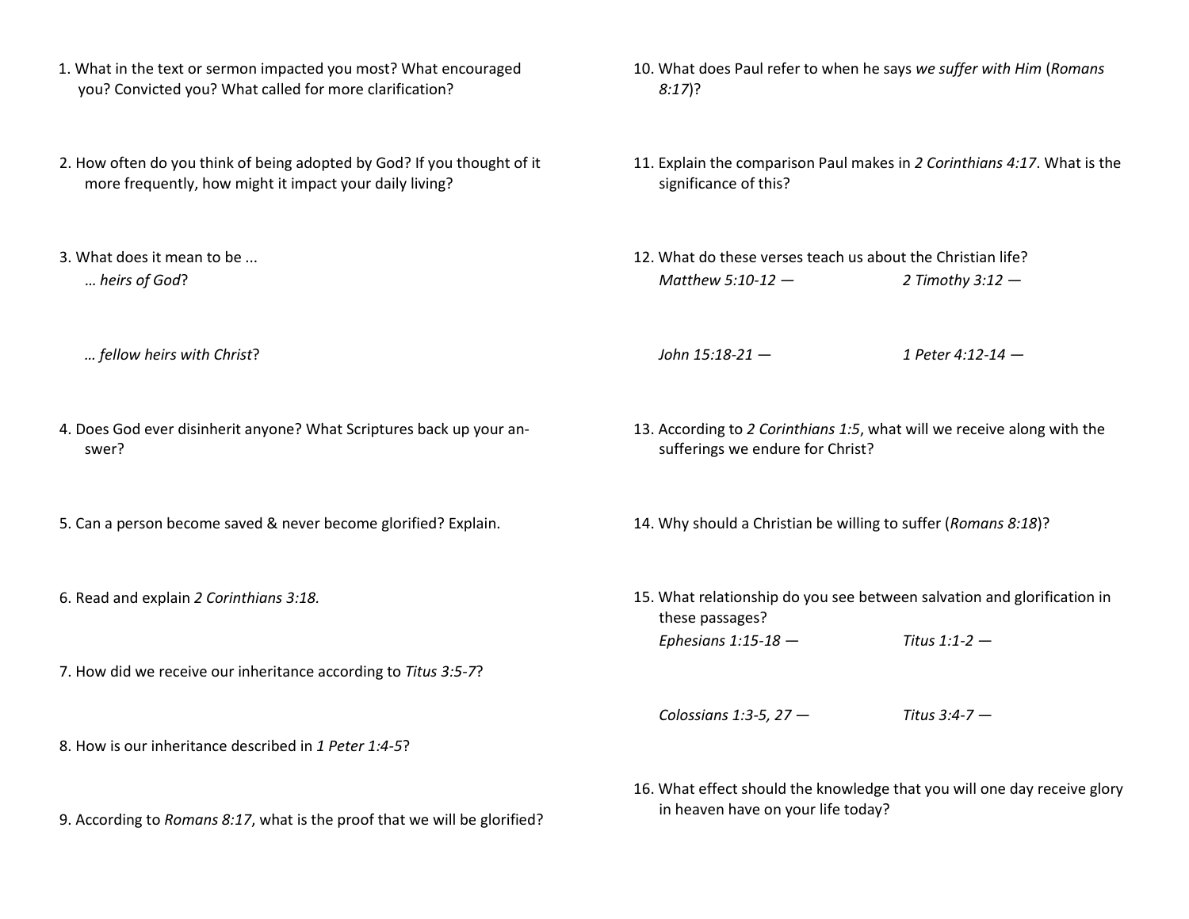1. What in the text or sermon impacted you most? What encouraged you? Convicted you? What called for more clarification?

2. How often do you think of being adopted by God? If you thought of it more frequently, how might it impact your daily living?

3. What does it mean to be ...

   ... *heirs of God*?

   ... *fellow heirs with Christ*?

4. Does God ever disinherit anyone? What Scriptures back up your answer?

5. Can a person become saved & never become glorified? Explain.

6. Read and explain *2 Corinthians 3:18.*

7. How did we receive our inheritance according to *Titus 3:5-7*?

8. How is our inheritance described in *1 Peter 1:4-5*?

9. According to *Romans 8:17*, what is the proof that we will be glorified?

10. What does Paul refer to when he says *we suffer with Him* (*Romans 8:17*)?

11. Explain the comparison Paul makes in *2 Corinthians 4:17*. What is the significance of this?

12. What do these verses teach us about the Christian life?

    *Matthew 5:10-12 —*

    *2 Timothy 3:12 —*

    *John 15:18-21 —*

    *1 Peter 4:12-14 —*

13. According to *2 Corinthians 1:5*, what will we receive along with the sufferings we endure for Christ?

14. Why should a Christian be willing to suffer (*Romans 8:18*)?

15. What relationship do you see between salvation and glorification in these passages?

    *Ephesians 1:15-18 —*

    *Titus 1:1-2 —*

    *Colossians 1:3-5, 27 —*

    *Titus 3:4-7 —*

16. What effect should the knowledge that you will one day receive glory in heaven have on your life today?